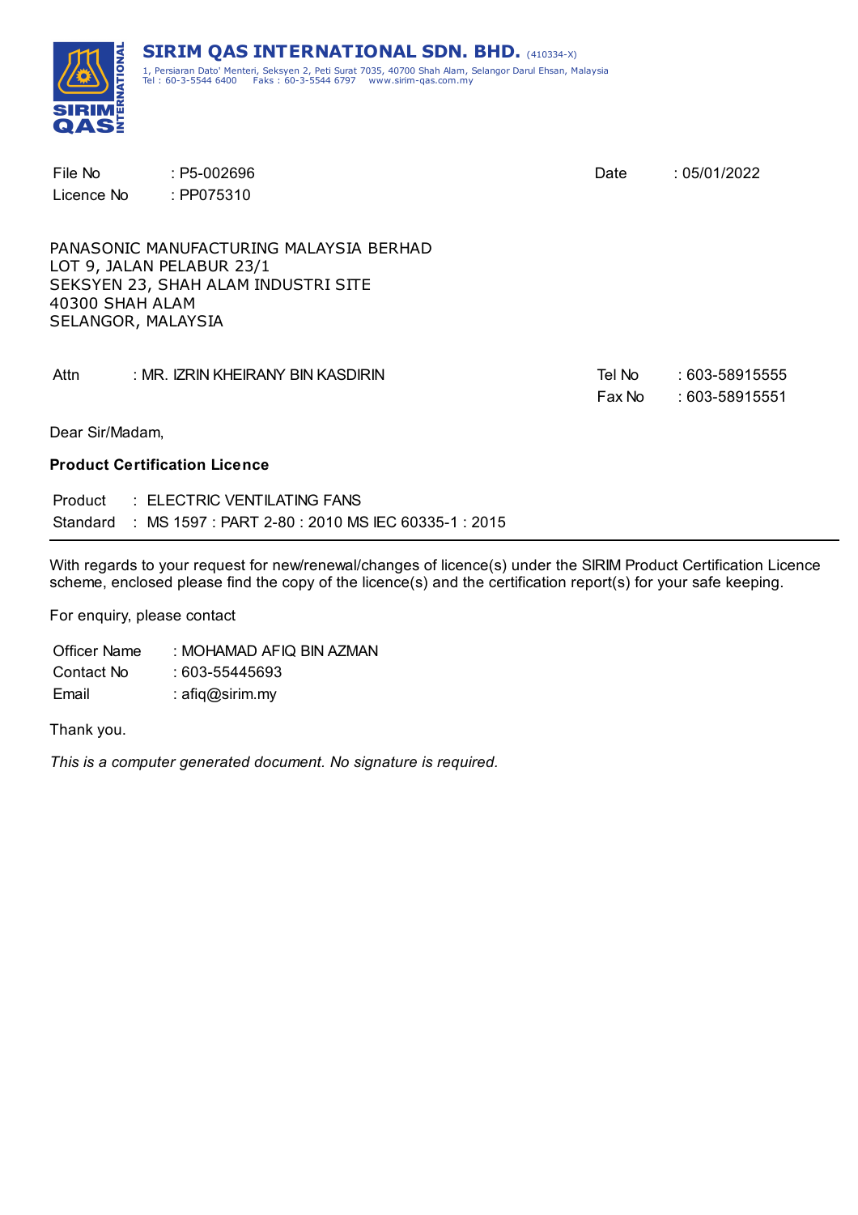**SIRIM QAS INTERNATIONAL SDN. BHD.** (410334-X)
1, Persiaran Dato' Menteri, Seksyen 2, Peti Surat 7035, 40700 Shah Alam, Selangor Darul Ehsan, Malaysia
Tel : 60-3-5544 6400 Faks : 60-3-5544 6797 www.sirim-qas.com.my

File No : P5-002696
Licence No : PP075310

Date : 05/01/2022

PANASONIC MANUFACTURING MALAYSIA BERHAD
LOT 9, JALAN PELABUR 23/1
SEKSYEN 23, SHAH ALAM INDUSTRI SITE
40300 SHAH ALAM
SELANGOR, MALAYSIA

Attn : MR. IZRIN KHEIRANY BIN KASDIRIN

Tel No : 603-58915555
Fax No : 603-58915551

Dear Sir/Madam,

**Product Certification Licence**

Product : ELECTRIC VENTILATING FANS
Standard : MS 1597 : PART 2-80 : 2010 MS IEC 60335-1 : 2015

---

With regards to your request for new/renewal/changes of licence(s) under the SIRIM Product Certification Licence scheme, enclosed please find the copy of the licence(s) and the certification report(s) for your safe keeping.

For enquiry, please contact

Officer Name : MOHAMAD AFIQ BIN AZMAN
Contact No : 603-55445693
Email : afiq@sirim.my

Thank you.

*This is a computer generated document. No signature is required.*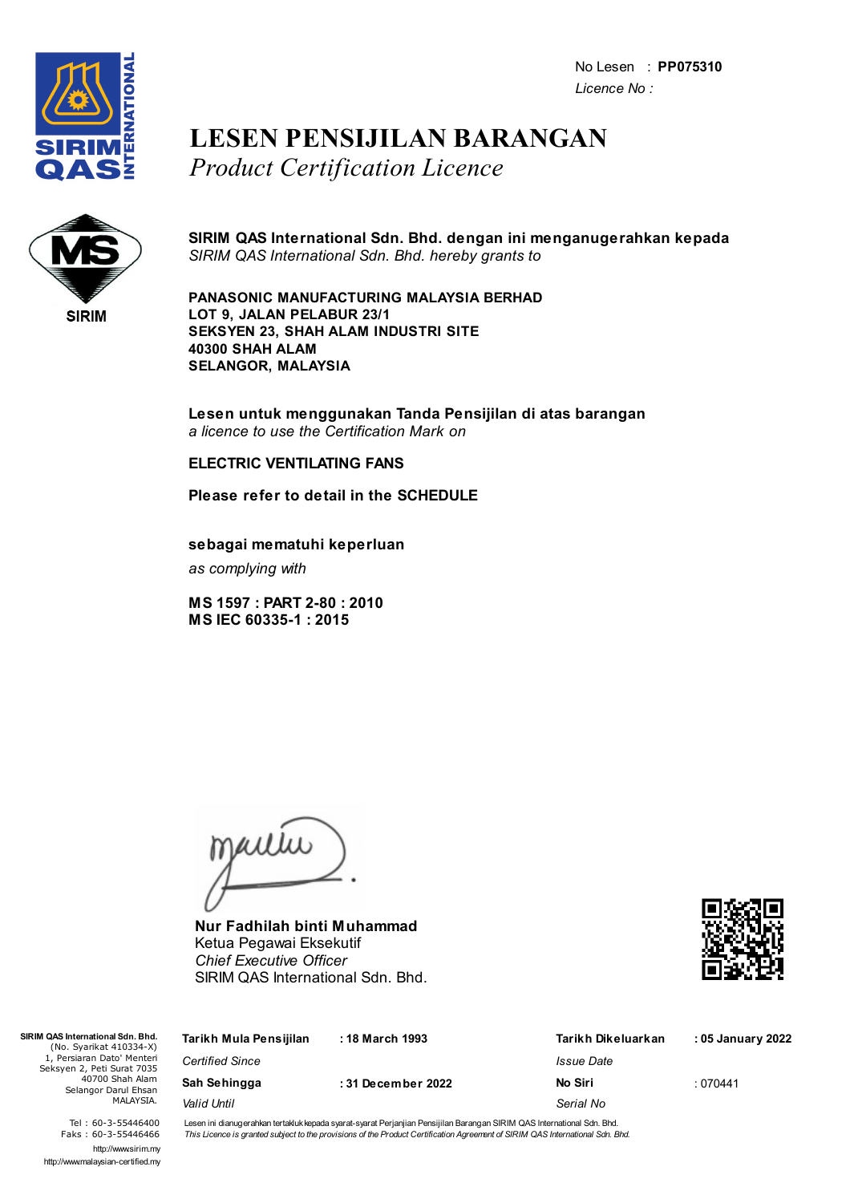No Lesen : **PP075310**
*Licence No :*

SIRIM INTERNATIONAL QAS

# LESEN PENSIJILAN BARANGAN
## *Product Certification Licence*

MS SIRIM

**SIRIM QAS International Sdn. Bhd. dengan ini menganugerahkan kepada**
*SIRIM QAS International Sdn. Bhd. hereby grants to*

**PANASONIC MANUFACTURING MALAYSIA BERHAD**
**LOT 9, JALAN PELABUR 23/1**
**SEKSYEN 23, SHAH ALAM INDUSTRI SITE**
**40300 SHAH ALAM**
**SELANGOR, MALAYSIA**

**Lesen untuk menggunakan Tanda Pensijilan di atas barangan**
*a licence to use the Certification Mark on*

**ELECTRIC VENTILATING FANS**

**Please refer to detail in the SCHEDULE**

**sebagai mematuhi keperluan**
*as complying with*

**MS 1597 : PART 2-80 : 2010**
**MS IEC 60335-1 : 2015**

**Nur Fadhilah binti Muhammad**
Ketua Pegawai Eksekutif
*Chief Executive Officer*
SIRIM QAS International Sdn. Bhd.

**SIRIM QAS International Sdn. Bhd.**
(No. Syarikat 410334-X)
1, Persiaran Dato' Menteri
Seksyen 2, Peti Surat 7035
40700 Shah Alam
Selangor Darul Ehsan
MALAYSIA.

Tel : 60-3-55446400
Faks : 60-3-55446466
http://www.sirim.my
http://www.malaysian-certified.my

| | | | |
|---|---|---|---|
| **Tarikh Mula Pensijilan** *Certified Since* | : **18 March 1993** | **Tarikh Dikeluarkan** *Issue Date* | : **05 January 2022** |
| **Sah Sehingga** *Valid Until* | : **31 December 2022** | **No Siri** *Serial No* | : 070441 |

Lesen ini dianugerahkan tertakluk kepada syarat-syarat Perjanjian Pensijilan Barangan SIRIM QAS International Sdn. Bhd.
*This Licence is granted subject to the provisions of the Product Certification Agreement of SIRIM QAS International Sdn. Bhd.*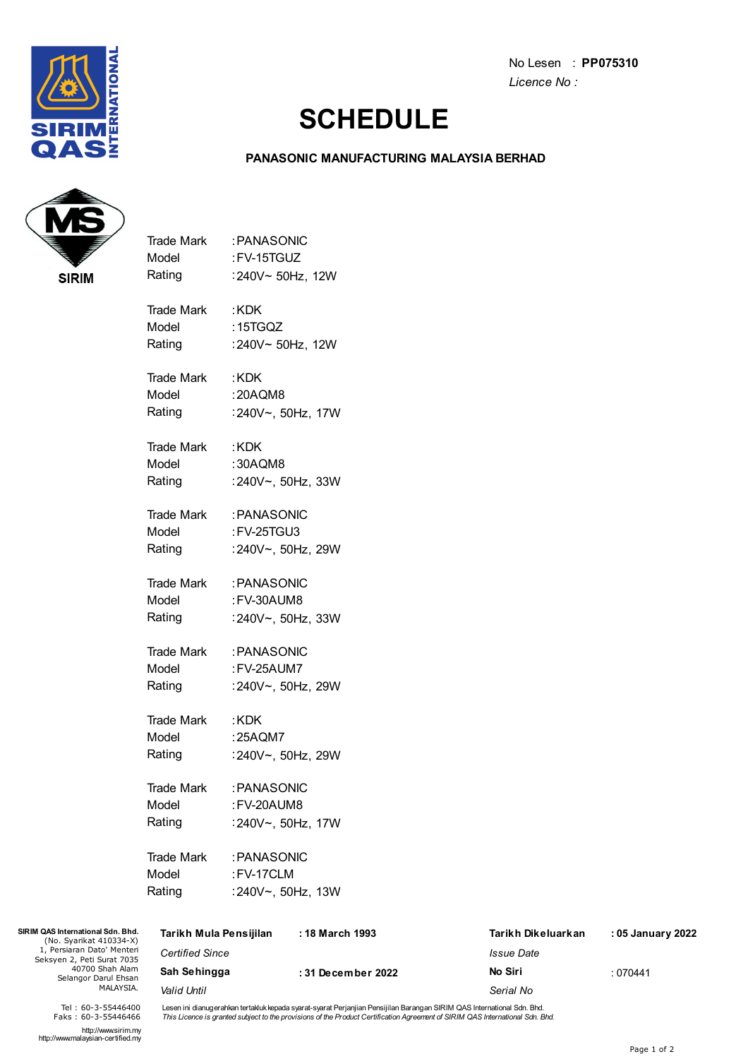No Lesen : **PP075310**
*Licence No :*

# SCHEDULE

**PANASONIC MANUFACTURING MALAYSIA BERHAD**

Trade Mark :PANASONIC
Model :FV-15TGUZ
Rating :240V~ 50Hz, 12W

Trade Mark :KDK
Model :15TGQZ
Rating :240V~ 50Hz, 12W

Trade Mark :KDK
Model :20AQM8
Rating :240V~, 50Hz, 17W

Trade Mark :KDK
Model :30AQM8
Rating :240V~, 50Hz, 33W

Trade Mark :PANASONIC
Model :FV-25TGU3
Rating :240V~, 50Hz, 29W

Trade Mark :PANASONIC
Model :FV-30AUM8
Rating :240V~, 50Hz, 33W

Trade Mark :PANASONIC
Model :FV-25AUM7
Rating :240V~, 50Hz, 29W

Trade Mark :KDK
Model :25AQM7
Rating :240V~, 50Hz, 29W

Trade Mark :PANASONIC
Model :FV-20AUM8
Rating :240V~, 50Hz, 17W

Trade Mark :PANASONIC
Model :FV-17CLM
Rating :240V~, 50Hz, 13W

**SIRIM QAS International Sdn. Bhd.**
(No. Syarikat 410334-X)
1, Persiaran Dato' Menteri
Seksyen 2, Peti Surat 7035
40700 Shah Alam
Selangor Darul Ehsan
MALAYSIA.

Tel : 60-3-55446400
Faks : 60-3-55446466

http://www.sirim.my
http://www.malaysian-certified.my

| | | | |
|---|---|---|---|
| **Tarikh Mula Pensijilan** *Certified Since* | **: 18 March 1993** | **Tarikh Dikeluarkan** *Issue Date* | **: 05 January 2022** |
| **Sah Sehingga** *Valid Until* | **: 31 December 2022** | **No Siri** *Serial No* | : 070441 |

Lesen ini dianugerahkan tertakluk kepada syarat-syarat Perjanjian Pensijilan Barangan SIRIM QAS International Sdn. Bhd.
*This Licence is granted subject to the provisions of the Product Certification Agreement of SIRIM QAS International Sdn. Bhd.*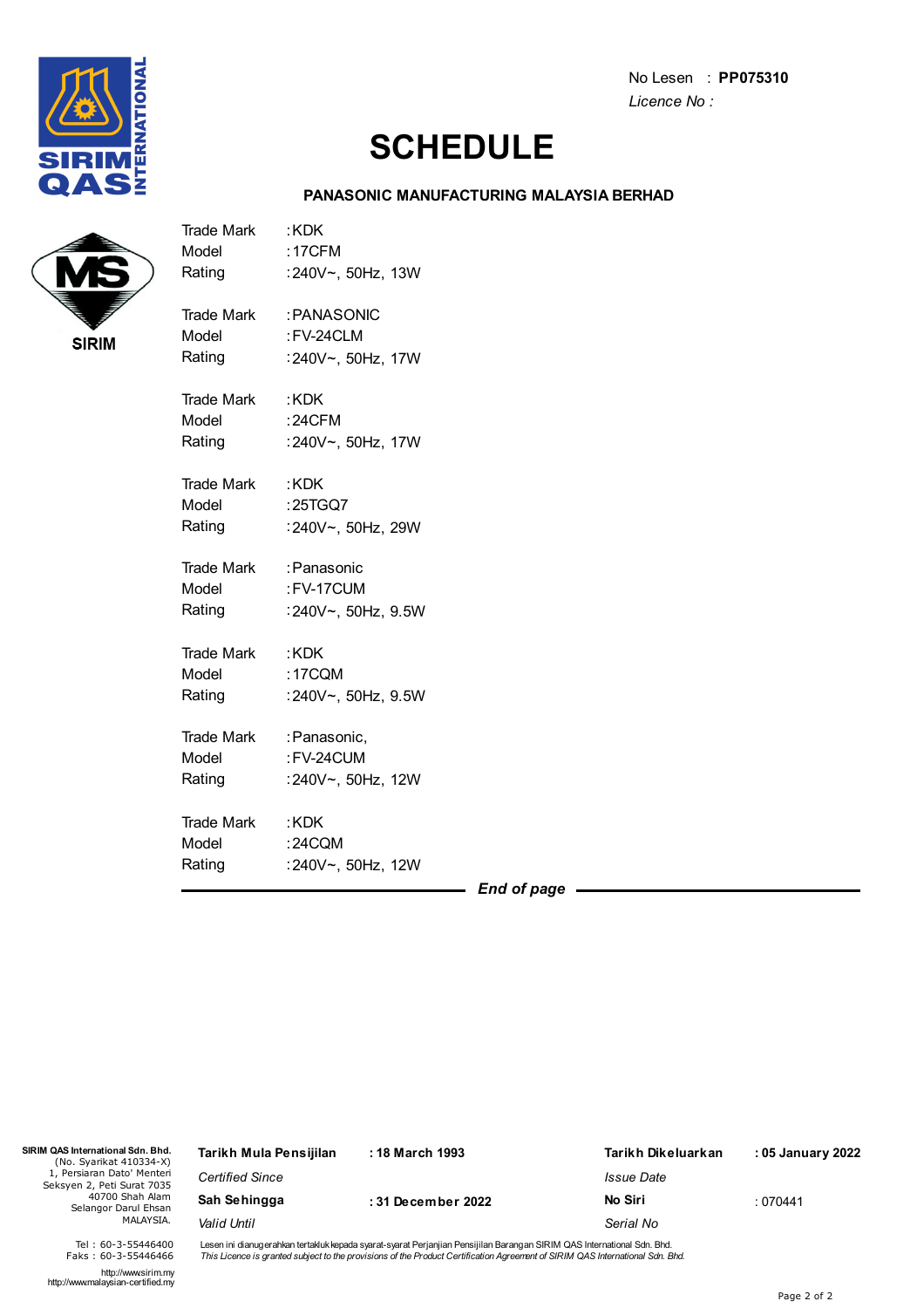No Lesen : **PP075310**
*Licence No :*

# SCHEDULE

## PANASONIC MANUFACTURING MALAYSIA BERHAD

| | |
|---|---|
| Trade Mark | :KDK |
| Model | :17CFM |
| Rating | :240V~, 50Hz, 13W |
| Trade Mark | :PANASONIC |
| Model | :FV-24CLM |
| Rating | :240V~, 50Hz, 17W |
| Trade Mark | :KDK |
| Model | :24CFM |
| Rating | :240V~, 50Hz, 17W |
| Trade Mark | :KDK |
| Model | :25TGQ7 |
| Rating | :240V~, 50Hz, 29W |
| Trade Mark | :Panasonic |
| Model | :FV-17CUM |
| Rating | :240V~, 50Hz, 9.5W |
| Trade Mark | :KDK |
| Model | :17CQM |
| Rating | :240V~, 50Hz, 9.5W |
| Trade Mark | :Panasonic, |
| Model | :FV-24CUM |
| Rating | :240V~, 50Hz, 12W |
| Trade Mark | :KDK |
| Model | :24CQM |
| Rating | :240V~, 50Hz, 12W |

***End of page***

**SIRIM QAS International Sdn. Bhd.**
(No. Syarikat 410334-X)
1, Persiaran Dato' Menteri
Seksyen 2, Peti Surat 7035
40700 Shah Alam
Selangor Darul Ehsan
MALAYSIA.

Tel : 60-3-55446400
Faks : 60-3-55446466

http://www.sirim.my
http://www.malaysian-certified.my

| | | | |
|---|---|---|---|
| **Tarikh Mula Pensijilan** *Certified Since* | **: 18 March 1993** | **Tarikh Dikeluarkan** *Issue Date* | **: 05 January 2022** |
| **Sah Sehingga** *Valid Until* | **: 31 December 2022** | **No Siri** *Serial No* | : 070441 |

Lesen ini dianugerahkan tertakluk kepada syarat-syarat Perjanjian Pensijilan Barangan SIRIM QAS International Sdn. Bhd.
*This Licence is granted subject to the provisions of the Product Certification Agreement of SIRIM QAS International Sdn. Bhd.*